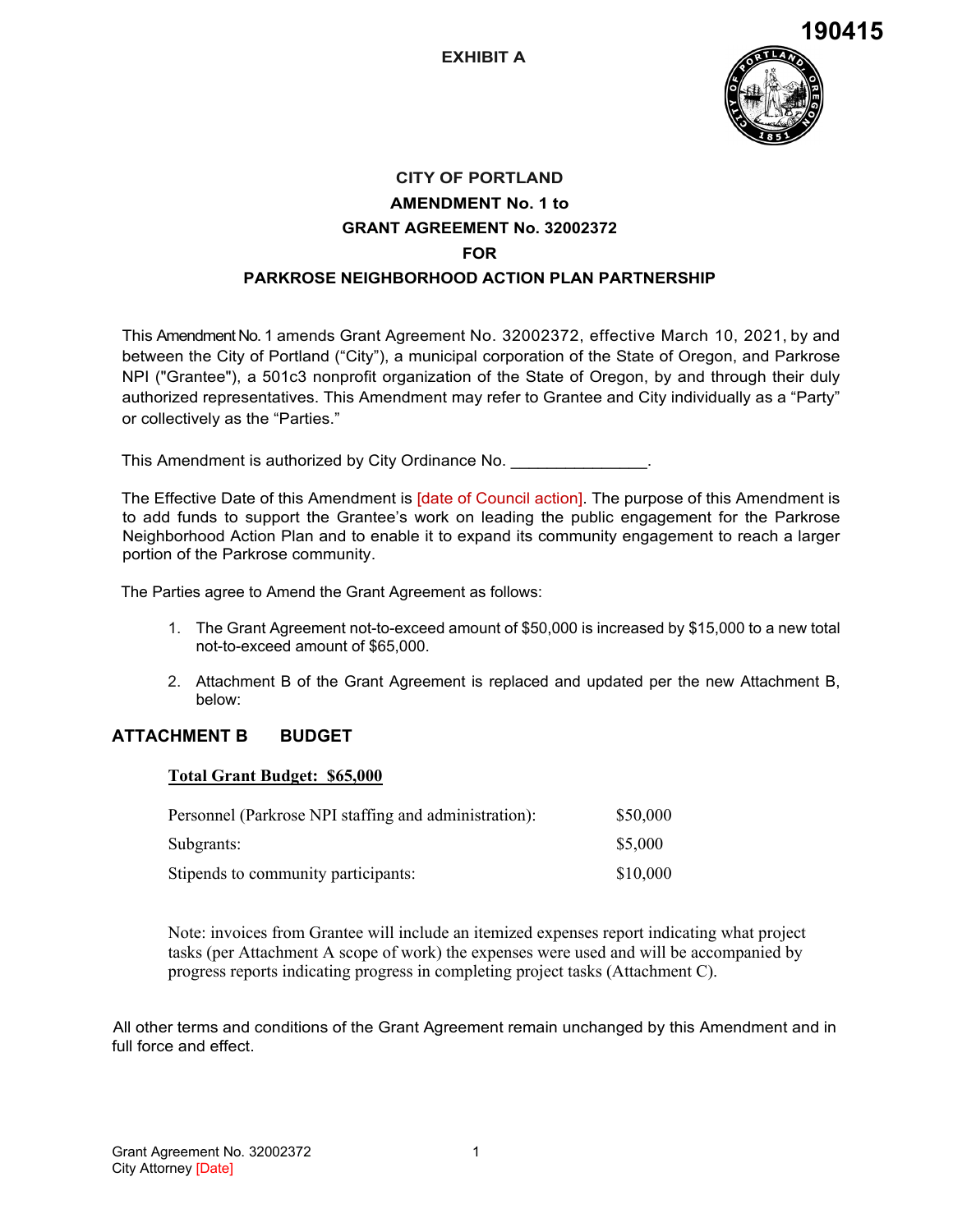190415

**EXHIBIT A**

# CITY OF PORTLAND
## AMENDMENT No. 1 to
## GRANT AGREEMENT No. 32002372
## FOR
## PARKROSE NEIGHBORHOOD ACTION PLAN PARTNERSHIP

This Amendment No. 1 amends Grant Agreement No. 32002372, effective March 10, 2021, by and between the City of Portland ("City"), a municipal corporation of the State of Oregon, and Parkrose NPI ("Grantee"), a 501c3 nonprofit organization of the State of Oregon, by and through their duly authorized representatives. This Amendment may refer to Grantee and City individually as a "Party" or collectively as the "Parties."

This Amendment is authorized by City Ordinance No. _______________.

The Effective Date of this Amendment is [date of Council action]. The purpose of this Amendment is to add funds to support the Grantee's work on leading the public engagement for the Parkrose Neighborhood Action Plan and to enable it to expand its community engagement to reach a larger portion of the Parkrose community.

The Parties agree to Amend the Grant Agreement as follows:

1. The Grant Agreement not-to-exceed amount of $50,000 is increased by $15,000 to a new total not-to-exceed amount of $65,000.

2. Attachment B of the Grant Agreement is replaced and updated per the new Attachment B, below:

## ATTACHMENT B BUDGET

**Total Grant Budget: $65,000**

| | |
|---|---|
| Personnel (Parkrose NPI staffing and administration): | $50,000 |
| Subgrants: | $5,000 |
| Stipends to community participants: | $10,000 |

Note: invoices from Grantee will include an itemized expenses report indicating what project tasks (per Attachment A scope of work) the expenses were used and will be accompanied by progress reports indicating progress in completing project tasks (Attachment C).

All other terms and conditions of the Grant Agreement remain unchanged by this Amendment and in full force and effect.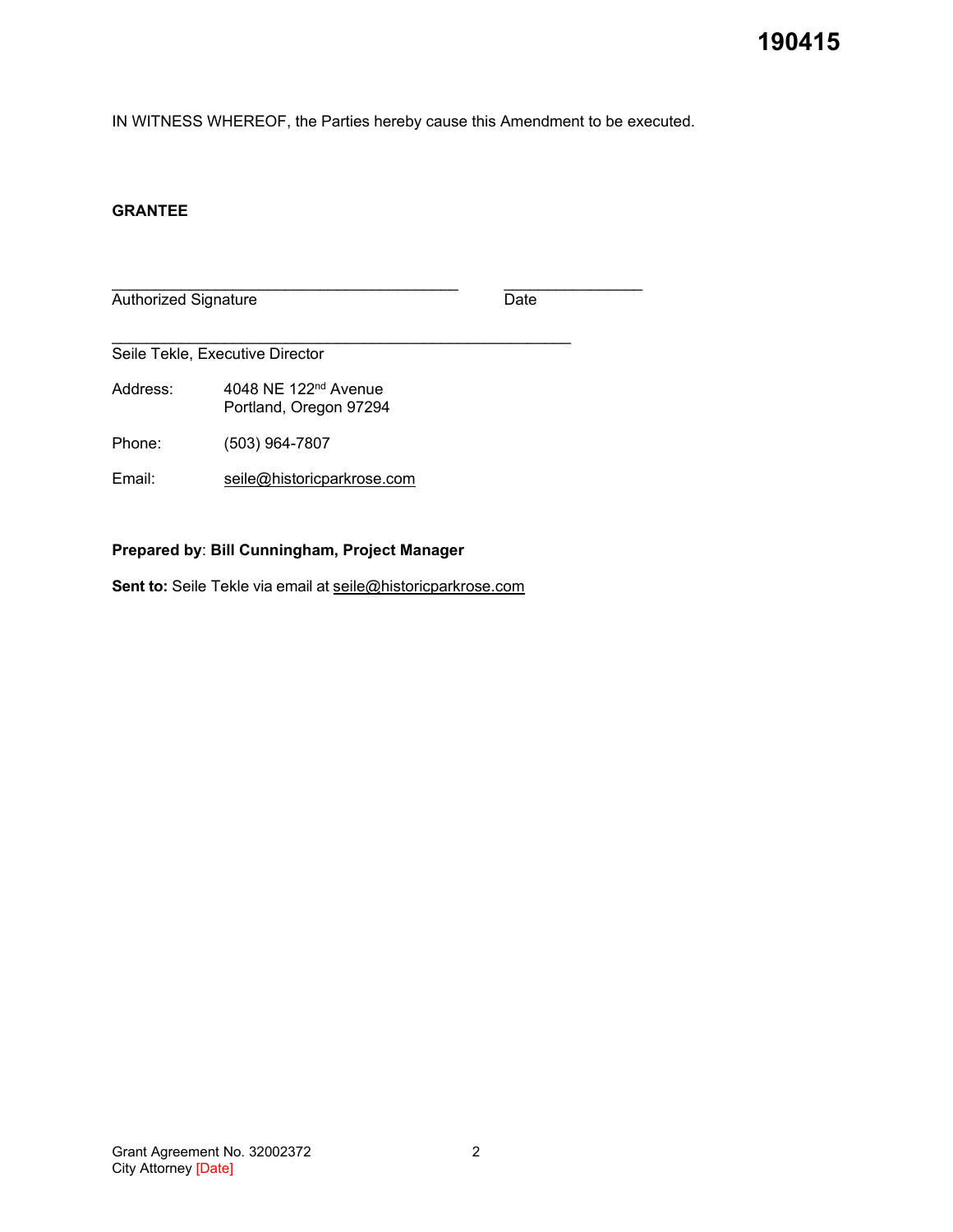IN WITNESS WHEREOF, the Parties hereby cause this Amendment to be executed.

**GRANTEE**

\_\_\_\_\_\_\_\_\_\_\_\_\_\_\_\_\_\_\_\_\_\_\_\_\_\_\_\_\_\_\_\_\_\_\_\_\_\_\_\_ \_\_\_\_\_\_\_\_\_\_\_\_\_\_\_\_
Authorized Signature Date

\_\_\_\_\_\_\_\_\_\_\_\_\_\_\_\_\_\_\_\_\_\_\_\_\_\_\_\_\_\_\_\_\_\_\_\_\_\_\_\_\_\_\_\_\_\_\_\_\_\_\_\_\_
Seile Tekle, Executive Director

Address: 4048 NE 122nd Avenue
Portland, Oregon 97294

Phone: (503) 964-7807

Email: seile@historicparkrose.com

**Prepared by**: **Bill Cunningham, Project Manager**

**Sent to:** Seile Tekle via email at seile@historicparkrose.com

Grant Agreement No. 32002372
City Attorney [Date]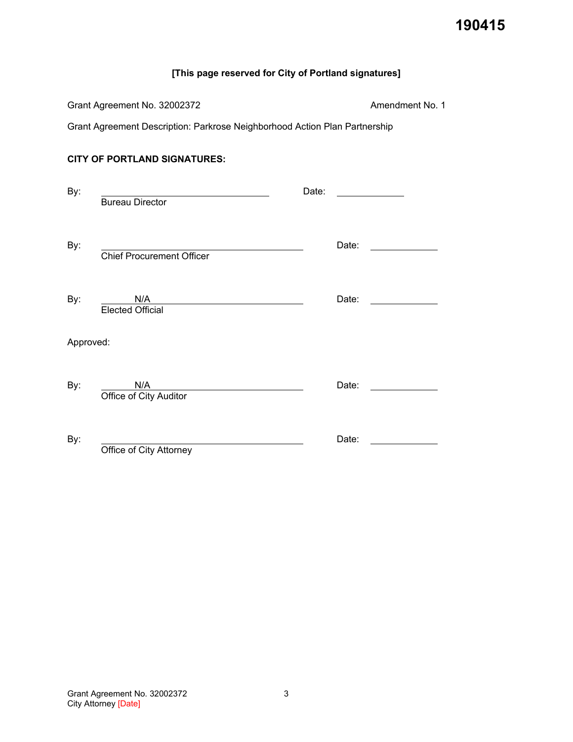**190415**

**[This page reserved for City of Portland signatures]**

Grant Agreement No. 32002372 Amendment No. 1

Grant Agreement Description: Parkrose Neighborhood Action Plan Partnership

**CITY OF PORTLAND SIGNATURES:**

By: ______________________________ Date: ____________
Bureau Director

By: ______________________________ Date: ____________
Chief Procurement Officer

By: N/A ______________________________ Date: ____________
Elected Official

Approved:

By: N/A ______________________________ Date: ____________
Office of City Auditor

By: ______________________________ Date: ____________
Office of City Attorney

Grant Agreement No. 32002372
City Attorney [Date]